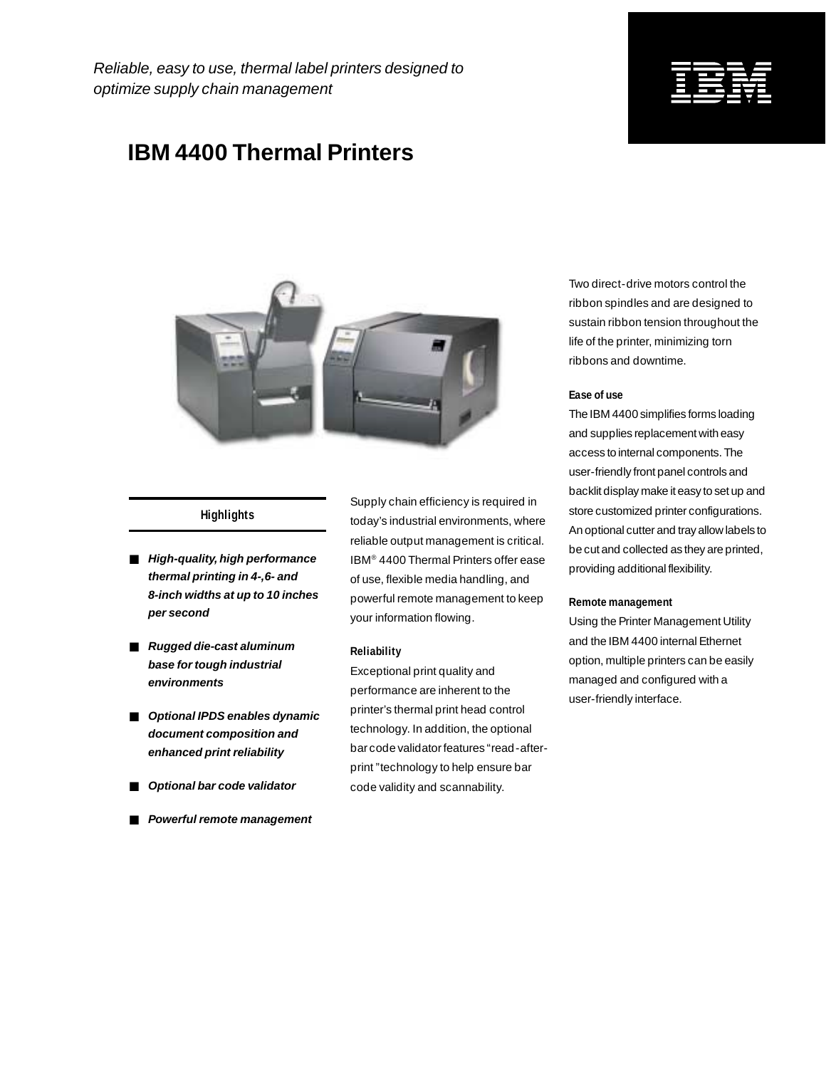*Reliable, easy to use, thermal label printers designed to optimize supply chain management*

# IBM 4400 Thermal Printers

### Highlights

- ***High-quality, high performance thermal printing in 4-,6- and 8-inch widths at up to 10 inches per second***
- ***Rugged die-cast aluminum base for tough industrial environments***
- ***Optional IPDS enables dynamic document composition and enhanced print reliability***
- ***Optional bar code validator***
- ***Powerful remote management***

Supply chain efficiency is required in today's industrial environments, where reliable output management is critical. IBM® 4400 Thermal Printers offer ease of use, flexible media handling, and powerful remote management to keep your information flowing.

#### Reliability

Exceptional print quality and performance are inherent to the printer's thermal print head control technology. In addition, the optional bar code validator features "read-after-print" technology to help ensure bar code validity and scannability.

Two direct-drive motors control the ribbon spindles and are designed to sustain ribbon tension throughout the life of the printer, minimizing torn ribbons and downtime.

#### Ease of use

The IBM 4400 simplifies forms loading and supplies replacement with easy access to internal components. The user-friendly front panel controls and backlit display make it easy to set up and store customized printer configurations. An optional cutter and tray allow labels to be cut and collected as they are printed, providing additional flexibility.

#### Remote management

Using the Printer Management Utility and the IBM 4400 internal Ethernet option, multiple printers can be easily managed and configured with a user-friendly interface.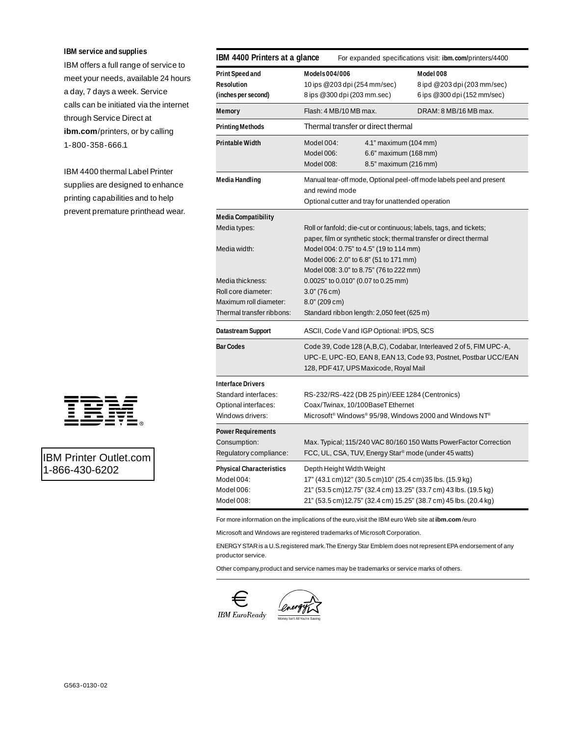**IBM service and supplies**

IBM offers a full range of service to meet your needs, available 24 hours a day, 7 days a week. Service calls can be initiated via the internet through Service Direct at **ibm.com**/printers, or by calling 1-800-358-666.1

IBM 4400 thermal Label Printer supplies are designed to enhance printing capabilities and to help prevent premature printhead wear.

IBM Printer Outlet.com
1-866-430-6202

## IBM 4400 Printers at a glance

For expanded specifications visit: **ibm.com/**printers/4400

| | | |
|---|---|---|
| **Print Speed and Resolution (inches per second)** | **Models 004/006**<br>10 ips @203 dpi (254 mm/sec)<br>8 ips @300 dpi (203 mm.sec) | **Model 008**<br>8 ipd @203 dpi (203 mm/sec)<br>6 ips @300 dpi (152 mm/sec) |
| **Memory** | Flash: 4 MB/10 MB max. | DRAM: 8 MB/16 MB max. |
| **Printing Methods** | Thermal transfer or direct thermal | |
| **Printable Width** | Model 004: 4.1" maximum (104 mm)<br>Model 006: 6.6" maximum (168 mm)<br>Model 008: 8.5" maximum (216 mm) | |
| **Media Handling** | Manual tear-off mode, Optional peel-off mode labels peel and present and rewind mode<br>Optional cutter and tray for unattended operation | |
| **Media Compatibility** | | |
| Media types: | Roll or fanfold; die-cut or continuous; labels, tags, and tickets; paper, film or synthetic stock; thermal transfer or direct thermal | |
| Media width: | Model 004: 0.75" to 4.5" (19 to 114 mm)<br>Model 006: 2.0" to 6.8" (51 to 171 mm)<br>Model 008: 3.0" to 8.75" (76 to 222 mm) | |
| Media thickness: | 0.0025" to 0.010" (0.07 to 0.25 mm) | |
| Roll core diameter: | 3.0" (76 cm) | |
| Maximum roll diameter: | 8.0" (209 cm) | |
| Thermal transfer ribbons: | Standard ribbon length: 2,050 feet (625 m) | |
| **Datastream Support** | ASCII, Code V and IGP Optional: IPDS, SCS | |
| **Bar Codes** | Code 39, Code 128 (A,B,C), Codabar, Interleaved 2 of 5, FIM UPC-A, UPC-E, UPC-EO, EAN 8, EAN 13, Code 93, Postnet, Postbar UCC/EAN 128, PDF 417, UPS Maxicode, Royal Mail | |
| **Interface Drivers** | | |
| Standard interfaces: | RS-232/RS-422 (DB 25 pin)/EEE 1284 (Centronics) | |
| Optional interfaces: | Coax/Twinax, 10/100BaseT Ethernet | |
| Windows drivers: | Microsoft® Windows® 95/98, Windows 2000 and Windows NT® | |
| **Power Requirements** | | |
| Consumption: | Max. Typical; 115/240 VAC 80/160 150 Watts PowerFactor Correction | |
| Regulatory compliance: | FCC, UL, CSA, TUV, Energy Star® mode (under 45 watts) | |
| **Physical Characteristics** | Depth Height Width Weight | |
| Model 004: | 17" (43.1 cm)12" (30.5 cm)10" (25.4 cm)35 lbs. (15.9 kg) | |
| Model 006: | 21" (53.5 cm)12.75" (32.4 cm) 13.25" (33.7 cm) 43 lbs. (19.5 kg) | |
| Model 008: | 21" (53.5 cm)12.75" (32.4 cm) 15.25" (38.7 cm) 45 lbs. (20.4 kg) | |

For more information on the implications of the euro,visit the IBM euro Web site at **ibm.com** /euro

Microsoft and Windows are registered trademarks of Microsoft Corporation.

ENERGY STAR is a U.S.registered mark.The Energy Star Emblem does not represent EPA endorsement of any productor service.

Other company,product and service names may be trademarks or service marks of others.

IBM EuroReady

Money Isn't All You're Saving

G563-0130-02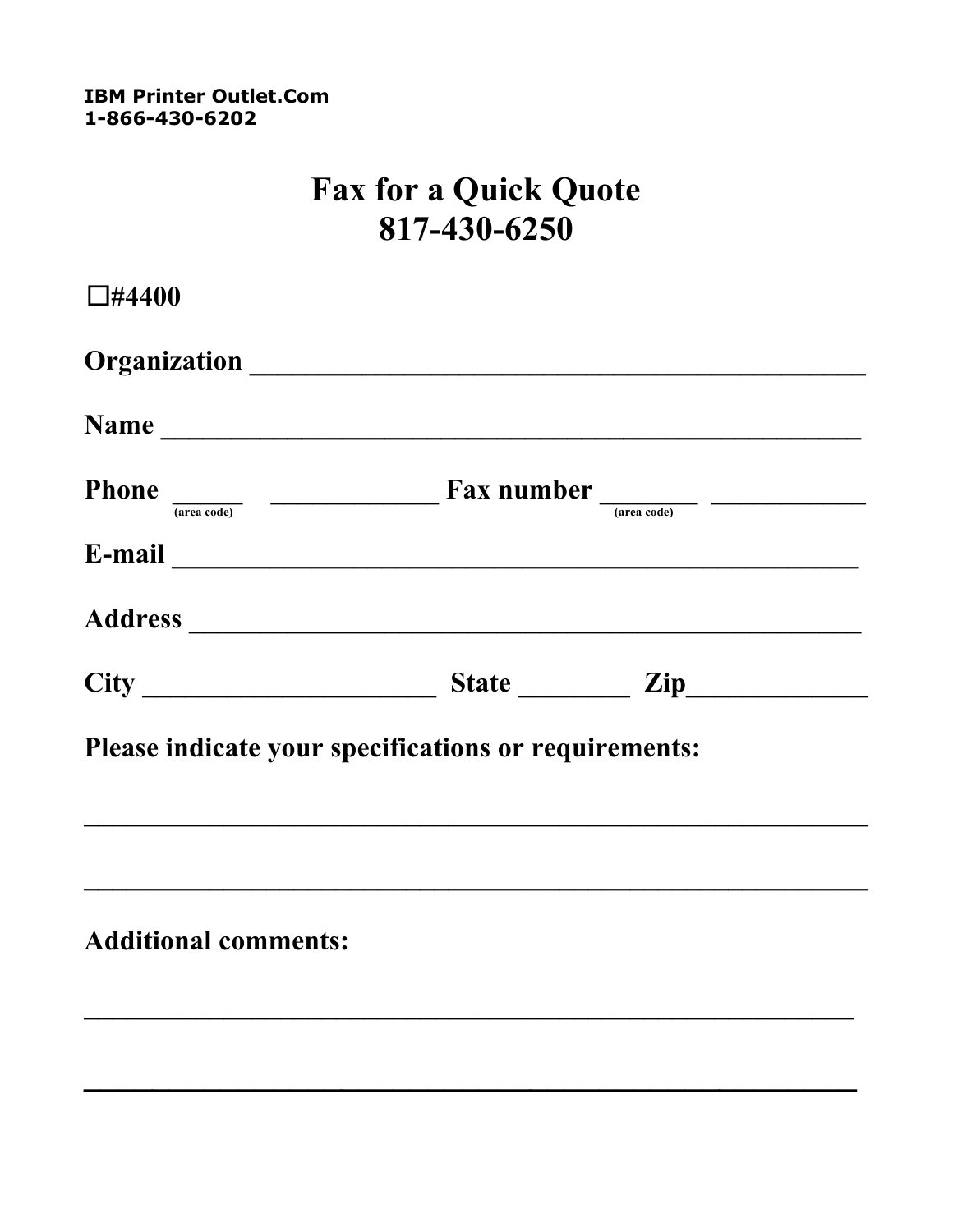**IBM Printer Outlet.Com**
**1-866-430-6202**

# Fax for a Quick Quote
# 817-430-6250

**☐#4400**

**Organization** ____________________________________________

**Name** ________________________________________________

**Phone** _____ ____________ **Fax number** ______ ___________
(area code) (area code)

**E-mail** ______________________________________________

**Address** _____________________________________________

**City** ____________________ **State** ________ **Zip**____________

**Please indicate your specifications or requirements:**

_______________________________________________________

_______________________________________________________

**Additional comments:**

_______________________________________________________

_______________________________________________________